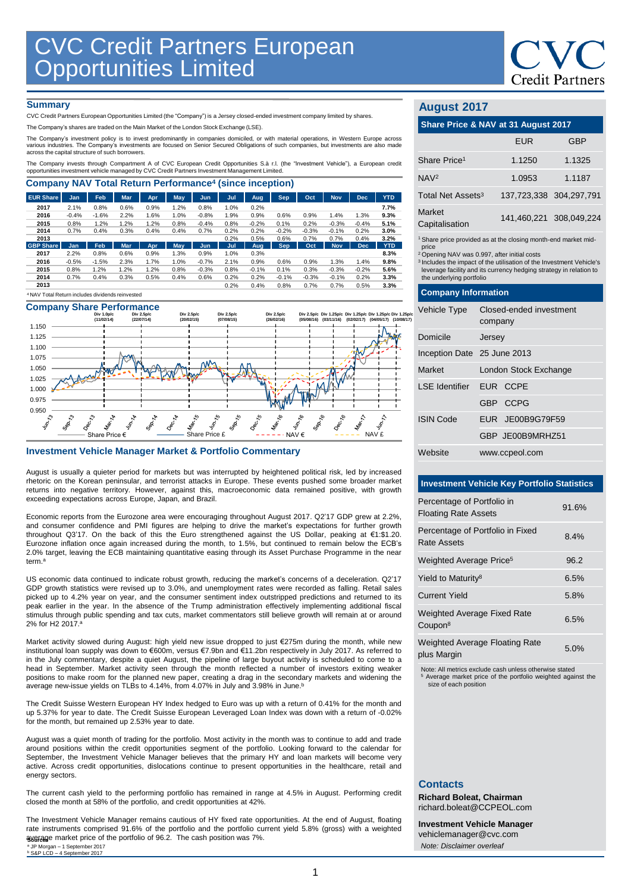# CVC Credit Partners European Opportunities Limited

## Summary

CVC Credit Partners European Opportunities Limited (the "Company") is a Jersey closed-ended investment company limited by shares.

The Company's shares are traded on the Main Market of the London Stock Exchange (LSE).

The Company's investment policy is to invest predominantly in companies domiciled, or with material operations, in Western Europe across various industries. The Company's investments are focused on Senior Secured Obligations of such companies, but investments are also made across the capital structure of such borrowers.

The Company invests through Compartment A of CVC European Credit Opportunities S.à r.l. (the "Investment Vehicle"), a European credit opportunities investment vehicle managed by CVC Credit Partners Investment Management Limited.

## Company NAV Total Return Performance[4] (since inception)

| EUR Share | Jan | Feb | Mar | Apr | May | Jun | Jul | Aug | Sep | Oct | Nov | Dec | YTD |
|---|---|---|---|---|---|---|---|---|---|---|---|---|---|
| 2017 | 2.1% | 0.8% | 0.6% | 0.9% | 1.2% | 0.8% | 1.0% | 0.2% | | | | | 7.7% |
| 2016 | -0.4% | -1.6% | 2.2% | 1.6% | 1.0% | -0.8% | 1.9% | 0.9% | 0.6% | 0.9% | 1.4% | 1.3% | 9.3% |
| 2015 | 0.8% | 1.2% | 1.2% | 1.2% | 0.8% | -0.4% | 0.8% | -0.2% | 0.1% | 0.2% | -0.3% | -0.4% | 5.1% |
| 2014 | 0.7% | 0.4% | 0.3% | 0.4% | 0.4% | 0.7% | 0.2% | 0.2% | -0.2% | -0.3% | -0.1% | 0.2% | 3.0% |
| 2013 | | | | | | | 0.2% | 0.5% | 0.6% | 0.7% | 0.7% | 0.4% | 3.2% |
| **GBP Share** | **Jan** | **Feb** | **Mar** | **Apr** | **May** | **Jun** | **Jul** | **Aug** | **Sep** | **Oct** | **Nov** | **Dec** | **YTD** |
| 2017 | 2.2% | 0.8% | 0.6% | 0.9% | 1.3% | 0.9% | 1.0% | 0.3% | | | | | 8.3% |
| 2016 | -0.5% | -1.5% | 2.3% | 1.7% | 1.0% | -0.7% | 2.1% | 0.9% | 0.6% | 0.9% | 1.3% | 1.4% | 9.8% |
| 2015 | 0.8% | 1.2% | 1.2% | 1.2% | 0.8% | -0.3% | 0.8% | -0.1% | 0.1% | 0.3% | -0.3% | -0.2% | 5.6% |
| 2014 | 0.7% | 0.4% | 0.3% | 0.5% | 0.4% | 0.6% | 0.2% | 0.2% | -0.1% | -0.3% | -0.1% | 0.2% | 3.3% |
| 2013 | | | | | | | 0.2% | 0.4% | 0.8% | 0.7% | 0.7% | 0.5% | 3.3% |

[4] NAV Total Return includes dividends reinvested

## Company Share Performance

Div 1.0p/c (11/02/14); Div 2.5p/c (22/07/14); Div 2.5p/c (20/02/15); Div 2.5p/c (07/08/15); Div 2.5p/c (26/02/16); Div 2.5p/c (05/08/16); Div 1.25p/c (03/11/16); Div 1.25p/c (02/02/17); Div 1.25p/c (04/05/17); Div 1.25p/c (10/08/17)

Share Price € — Share Price £ — NAV € — NAV £

## Investment Vehicle Manager Market & Portfolio Commentary

August is usually a quieter period for markets but was interrupted by heightened political risk, led by increased rhetoric on the Korean peninsular, and terrorist attacks in Europe. These events pushed some broader market returns into negative territory. However, against this, macroeconomic data remained positive, with growth exceeding expectations across Europe, Japan, and Brazil.

Economic reports from the Eurozone area were encouraging throughout August 2017. Q2'17 GDP grew at 2.2%, and consumer confidence and PMI figures are helping to drive the market's expectations for further growth throughout Q3'17. On the back of this the Euro strengthened against the US Dollar, peaking at €1:$1.20. Eurozone inflation once again increased during the month, to 1.5%, but continued to remain below the ECB's 2.0% target, leaving the ECB maintaining quantitative easing through its Asset Purchase Programme in the near term.[a]

US economic data continued to indicate robust growth, reducing the market's concerns of a deceleration. Q2'17 GDP growth statistics were revised up to 3.0%, and unemployment rates were recorded as falling. Retail sales picked up to 4.2% year on year, and the consumer sentiment index outstripped predictions and returned to its peak earlier in the year. In the absence of the Trump administration effectively implementing additional fiscal stimulus through public spending and tax cuts, market commentators still believe growth will remain at or around 2% for H2 2017.[a]

Market activity slowed during August: high yield new issue dropped to just €275m during the month, while new institutional loan supply was down to €600m, versus €7.9bn and €11.2bn respectively in July 2017. As referred to in the July commentary, despite a quiet August, the pipeline of large buyout activity is scheduled to come to a head in September. Market activity seen through the month reflected a number of investors exiting weaker positions to make room for the planned new paper, creating a drag in the secondary markets and widening the average new-issue yields on TLBs to 4.14%, from 4.07% in July and 3.98% in June.[b]

The Credit Suisse Western European HY Index hedged to Euro was up with a return of 0.41% for the month and up 5.37% for year to date. The Credit Suisse European Leveraged Loan Index was down with a return of -0.02% for the month, but remained up 2.53% year to date.

August was a quiet month of trading for the portfolio. Most activity in the month was to continue to add and trade around positions within the credit opportunities segment of the portfolio. Looking forward to the calendar for September, the Investment Vehicle Manager believes that the primary HY and loan markets will become very active. Across credit opportunities, dislocations continue to present opportunities in the healthcare, retail and energy sectors.

The current cash yield to the performing portfolio has remained in range at 4.5% in August. Performing credit closed the month at 58% of the portfolio, and credit opportunities at 42%.

The Investment Vehicle Manager remains cautious of HY fixed rate opportunities. At the end of August, floating rate instruments comprised 91.6% of the portfolio and the portfolio current yield 5.8% (gross) with a weighted average market price of the portfolio of 96.2. The cash position was 7%.

Sources
[a] JP Morgan – 1 September 2017
[b] S&P LCD – 4 September 2017

## August 2017

### Share Price & NAV at 31 August 2017

| | EUR | GBP |
|---|---|---|
| Share Price[1] | 1.1250 | 1.1325 |
| NAV[2] | 1.0953 | 1.1187 |
| Total Net Assets[3] | 137,723,338 | 304,297,791 |
| Market Capitalisation | 141,460,221 | 308,049,224 |

[1] Share price provided as at the closing month-end market mid-price
[2] Opening NAV was 0.997, after initial costs
[3] Includes the impact of the utilisation of the Investment Vehicle's leverage facility and its currency hedging strategy in relation to the underlying portfolio

### Company Information

| | |
|---|---|
| Vehicle Type | Closed-ended investment company |
| Domicile | Jersey |
| Inception Date | 25 June 2013 |
| Market | London Stock Exchange |
| LSE Identifier | EUR CCPE |
| | GBP CCPG |
| ISIN Code | EUR JE00B9G79F59 |
| | GBP JE00B9MRHZ51 |
| Website | www.ccpeol.com |

### Investment Vehicle Key Portfolio Statistics

| | |
|---|---|
| Percentage of Portfolio in Floating Rate Assets | 91.6% |
| Percentage of Portfolio in Fixed Rate Assets | 8.4% |
| Weighted Average Price[5] | 96.2 |
| Yield to Maturity[8] | 6.5% |
| Current Yield | 5.8% |
| Weighted Average Fixed Rate Coupon[8] | 6.5% |
| Weighted Average Floating Rate plus Margin | 5.0% |

Note: All metrics exclude cash unless otherwise stated
[5] Average market price of the portfolio weighted against the size of each position

## Contacts

**Richard Boleat, Chairman**
richard.boleat@CCPEOL.com

**Investment Vehicle Manager**
vehiclemanager@cvc.com

*Note: Disclaimer overleaf*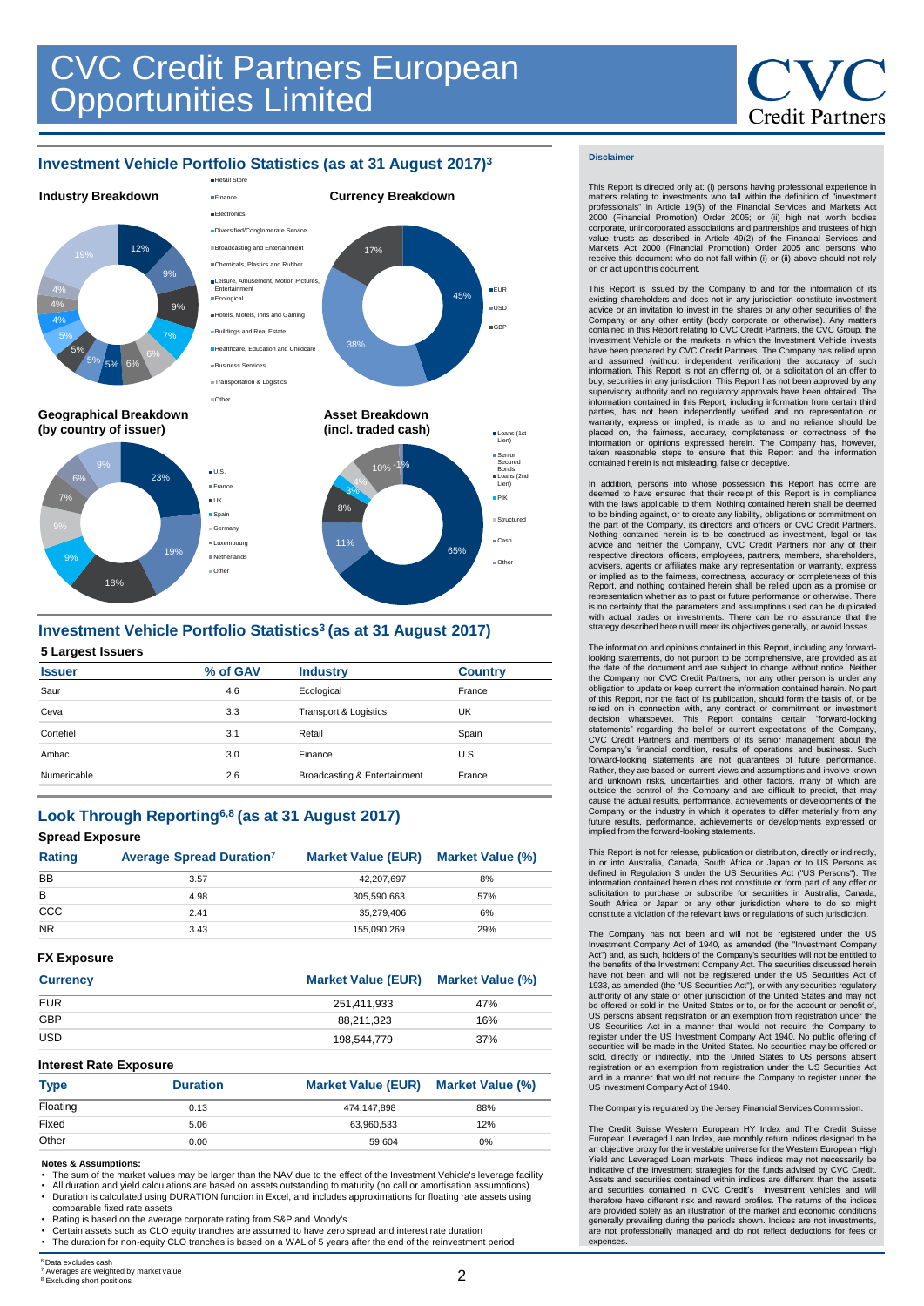# CVC Credit Partners European Opportunities Limited

CVC Credit Partners

## Investment Vehicle Portfolio Statistics (as at 31 August 2017)[3]

### Industry Breakdown

12%
9%
9%
7%
6%
6%
5%
5%
5%
4%
4%
4%
19%

Retail Store
Finance
Electronics
Diversified/Conglomerate Service
Broadcasting and Entertainment
Chemicals, Plastics and Rubber
Leisure, Amusement, Motion Pictures, Entertainment
Ecological
Hotels, Motels, Inns and Gaming
Buildings and Real Estate
Healthcare, Education and Childcare
Business Services
Transportation & Logistics
Other

### Currency Breakdown

45%
38%
17%

EUR
USD
GBP

### Geographical Breakdown (by country of issuer)

23%
19%
18%
9%
9%
7%
6%
9%

U.S.
France
UK
Spain
Germany
Luxembourg
Netherlands
Other

### Asset Breakdown (incl. traded cash)

65%
11%
8%
3%
4%
10%
-1%

Loans (1st Lien)
Senior Secured Bonds
Loans (2nd Lien)
PIK
Structured
Cash
Other

## Investment Vehicle Portfolio Statistics[3] (as at 31 August 2017)

### 5 Largest Issuers

| Issuer | % of GAV | Industry | Country |
|---|---|---|---|
| Saur | 4.6 | Ecological | France |
| Ceva | 3.3 | Transport & Logistics | UK |
| Cortefiel | 3.1 | Retail | Spain |
| Ambac | 3.0 | Finance | U.S. |
| Numericable | 2.6 | Broadcasting & Entertainment | France |

## Look Through Reporting[6,8] (as at 31 August 2017)

### Spread Exposure

| Rating | Average Spread Duration[7] | Market Value (EUR) | Market Value (%) |
|---|---|---|---|
| BB | 3.57 | 42,207,697 | 8% |
| B | 4.98 | 305,590,663 | 57% |
| CCC | 2.41 | 35,279,406 | 6% |
| NR | 3.43 | 155,090,269 | 29% |

### FX Exposure

| Currency | Market Value (EUR) | Market Value (%) |
|---|---|---|
| EUR | 251,411,933 | 47% |
| GBP | 88,211,323 | 16% |
| USD | 198,544,779 | 37% |

### Interest Rate Exposure

| Type | Duration | Market Value (EUR) | Market Value (%) |
|---|---|---|---|
| Floating | 0.13 | 474,147,898 | 88% |
| Fixed | 5.06 | 63,960,533 | 12% |
| Other | 0.00 | 59,604 | 0% |

**Notes & Assumptions:**

- The sum of the market values may be larger than the NAV due to the effect of the Investment Vehicle's leverage facility
- All duration and yield calculations are based on assets outstanding to maturity (no call or amortisation assumptions)
- Duration is calculated using DURATION function in Excel, and includes approximations for floating rate assets using comparable fixed rate assets
- Rating is based on the average corporate rating from S&P and Moody's
- Certain assets such as CLO equity tranches are assumed to have zero spread and interest rate duration
- The duration for non-equity CLO tranches is based on a WAL of 5 years after the end of the reinvestment period

[6] Data excludes cash
[7] Averages are weighted by market value
[8] Excluding short positions

### Disclaimer

This Report is directed only at: (i) persons having professional experience in matters relating to investments who fall within the definition of "investment professionals" in Article 19(5) of the Financial Services and Markets Act 2000 (Financial Promotion) Order 2005; or (ii) high net worth bodies corporate, unincorporated associations and partnerships and trustees of high value trusts as described in Article 49(2) of the Financial Services and Markets Act 2000 (Financial Promotion) Order 2005 and persons who receive this document who do not fall within (i) or (ii) above should not rely on or act upon this document.

This Report is issued by the Company to and for the information of its existing shareholders and does not in any jurisdiction constitute investment advice or an invitation to invest in the shares or any other securities of the Company or any other entity (body corporate or otherwise). Any matters contained in this Report relating to CVC Credit Partners, the CVC Group, the Investment Vehicle or the markets in which the Investment Vehicle invests have been prepared by CVC Credit Partners. The Company has relied upon and assumed (without independent verification) the accuracy of such information. This Report is not an offering of, or a solicitation of an offer to buy, securities in any jurisdiction. This Report has not been approved by any supervisory authority and no regulatory approvals have been obtained. The information contained in this Report, including information from certain third parties, has not been independently verified and no representation or warranty, express or implied, is made as to, and no reliance should be placed on, the fairness, accuracy, completeness or correctness of the information or opinions expressed herein. The Company has, however, taken reasonable steps to ensure that this Report and the information contained herein is not misleading, false or deceptive.

In addition, persons into whose possession this Report has come are deemed to have ensured that their receipt of this Report is in compliance with the laws applicable to them. Nothing contained herein shall be deemed to be binding against, or to create any liability, obligations or commitment on the part of the Company, its directors and officers or CVC Credit Partners. Nothing contained herein is to be construed as investment, legal or tax advice and neither the Company, CVC Credit Partners nor any of their respective directors, officers, employees, partners, members, shareholders, advisers, agents or affiliates make any representation or warranty, express or implied as to the fairness, correctness, accuracy or completeness of this Report, and nothing contained herein shall be relied upon as a promise or representation whether as to past or future performance or otherwise. There is no certainty that the parameters and assumptions used can be duplicated with actual trades or investments. There can be no assurance that the strategy described herein will meet its objectives generally, or avoid losses.

The information and opinions contained in this Report, including any forward-looking statements, do not purport to be comprehensive, are provided as at the date of the document and are subject to change without notice. Neither the Company nor CVC Credit Partners, nor any other person is under any obligation to update or keep current the information contained herein. No part of this Report, nor the fact of its publication, should form the basis of, or be relied on in connection with, any contract or commitment or investment decision whatsoever. This Report contains certain "forward-looking statements" regarding the belief or current expectations of the Company, CVC Credit Partners and members of its senior management about the Company's financial condition, results of operations and business. Such forward-looking statements are not guarantees of future performance. Rather, they are based on current views and assumptions and involve known and unknown risks, uncertainties and other factors, many of which are outside the control of the Company and are difficult to predict, that may cause the actual results, performance, achievements or developments of the Company or the industry in which it operates to differ materially from any future results, performance, achievements or developments expressed or implied from the forward-looking statements.

This Report is not for release, publication or distribution, directly or indirectly, in or into Australia, Canada, South Africa or Japan or to US Persons as defined in Regulation S under the US Securities Act ("US Persons"). The information contained herein does not constitute or form part of any offer or solicitation to purchase or subscribe for securities in Australia, Canada, South Africa or Japan or any other jurisdiction where to do so might constitute a violation of the relevant laws or regulations of such jurisdiction.

The Company has not been and will not be registered under the US Investment Company Act of 1940, as amended (the "Investment Company Act") and, as such, holders of the Company's securities will not be entitled to the benefits of the Investment Company Act. The securities discussed herein have not been and will not be registered under the US Securities Act of 1933, as amended (the "US Securities Act"), or with any securities regulatory authority of any state or other jurisdiction of the United States and may not be offered or sold in the United States or to, or for the account or benefit of, US persons absent registration or an exemption from registration under the US Securities Act in a manner that would not require the Company to register under the US Investment Company Act 1940. No public offering of securities will be made in the United States. No securities may be offered or sold, directly or indirectly, into the United States to US persons absent registration or an exemption from registration under the US Securities Act and in a manner that would not require the Company to register under the US Investment Company Act of 1940.

The Company is regulated by the Jersey Financial Services Commission.

The Credit Suisse Western European HY Index and The Credit Suisse European Leveraged Loan Index, are monthly return indices designed to be an objective proxy for the investable universe for the Western European High Yield and Leveraged Loan markets. These indices may not necessarily be indicative of the investment strategies for the funds advised by CVC Credit. Assets and securities contained within indices are different than the assets and securities contained in CVC Credit's investment vehicles and will therefore have different risk and reward profiles. The returns of the indices are provided solely as an illustration of the market and economic conditions generally prevailing during the periods shown. Indices are not investments, are not professionally managed and do not reflect deductions for fees or expenses.